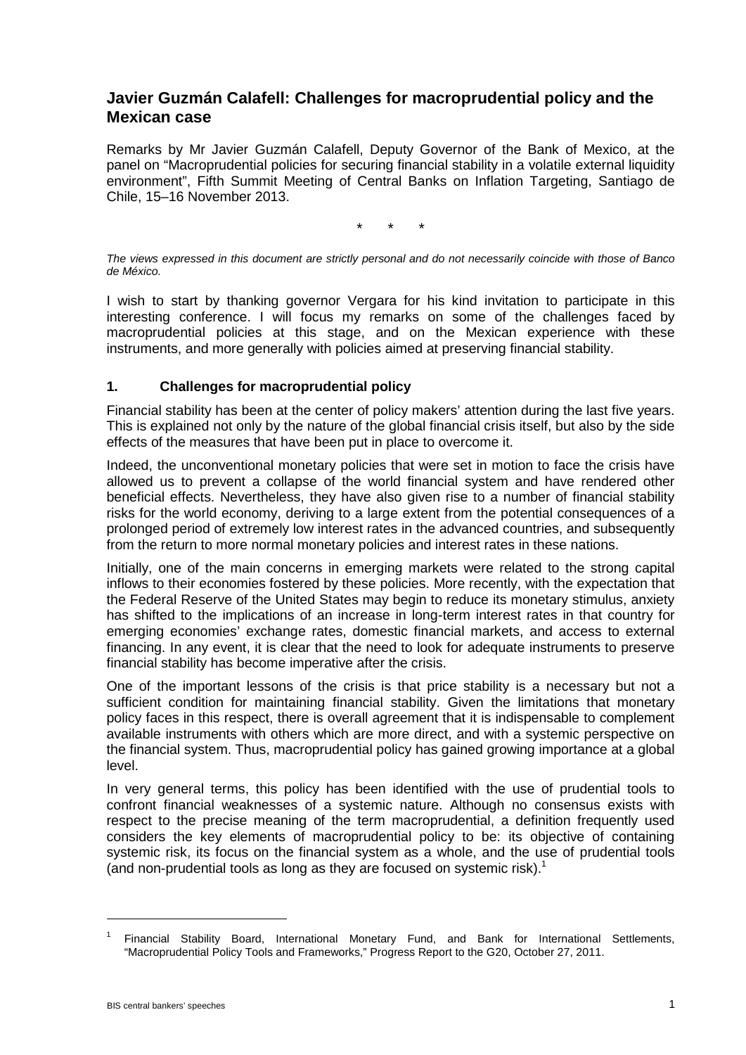# Javier Guzmán Calafell: Challenges for macroprudential policy and the Mexican case

Remarks by Mr Javier Guzmán Calafell, Deputy Governor of the Bank of Mexico, at the panel on "Macroprudential policies for securing financial stability in a volatile external liquidity environment", Fifth Summit Meeting of Central Banks on Inflation Targeting, Santiago de Chile, 15–16 November 2013.

\* \* \*

*The views expressed in this document are strictly personal and do not necessarily coincide with those of Banco de México.*

I wish to start by thanking governor Vergara for his kind invitation to participate in this interesting conference. I will focus my remarks on some of the challenges faced by macroprudential policies at this stage, and on the Mexican experience with these instruments, and more generally with policies aimed at preserving financial stability.

## 1. Challenges for macroprudential policy

Financial stability has been at the center of policy makers' attention during the last five years. This is explained not only by the nature of the global financial crisis itself, but also by the side effects of the measures that have been put in place to overcome it.

Indeed, the unconventional monetary policies that were set in motion to face the crisis have allowed us to prevent a collapse of the world financial system and have rendered other beneficial effects. Nevertheless, they have also given rise to a number of financial stability risks for the world economy, deriving to a large extent from the potential consequences of a prolonged period of extremely low interest rates in the advanced countries, and subsequently from the return to more normal monetary policies and interest rates in these nations.

Initially, one of the main concerns in emerging markets were related to the strong capital inflows to their economies fostered by these policies. More recently, with the expectation that the Federal Reserve of the United States may begin to reduce its monetary stimulus, anxiety has shifted to the implications of an increase in long-term interest rates in that country for emerging economies' exchange rates, domestic financial markets, and access to external financing. In any event, it is clear that the need to look for adequate instruments to preserve financial stability has become imperative after the crisis.

One of the important lessons of the crisis is that price stability is a necessary but not a sufficient condition for maintaining financial stability. Given the limitations that monetary policy faces in this respect, there is overall agreement that it is indispensable to complement available instruments with others which are more direct, and with a systemic perspective on the financial system. Thus, macroprudential policy has gained growing importance at a global level.

In very general terms, this policy has been identified with the use of prudential tools to confront financial weaknesses of a systemic nature. Although no consensus exists with respect to the precise meaning of the term macroprudential, a definition frequently used considers the key elements of macroprudential policy to be: its objective of containing systemic risk, its focus on the financial system as a whole, and the use of prudential tools (and non-prudential tools as long as they are focused on systemic risk).[1]

[1] Financial Stability Board, International Monetary Fund, and Bank for International Settlements, "Macroprudential Policy Tools and Frameworks," Progress Report to the G20, October 27, 2011.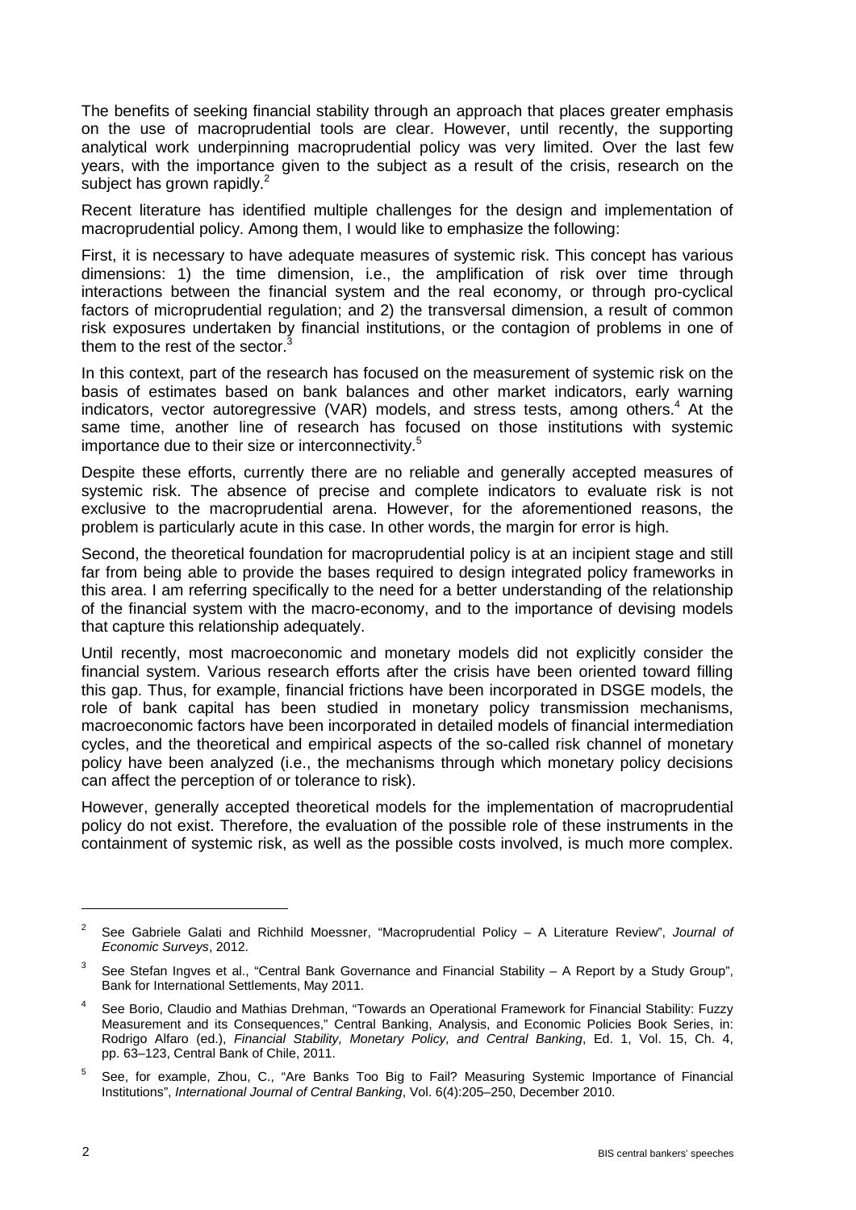The benefits of seeking financial stability through an approach that places greater emphasis on the use of macroprudential tools are clear. However, until recently, the supporting analytical work underpinning macroprudential policy was very limited. Over the last few years, with the importance given to the subject as a result of the crisis, research on the subject has grown rapidly.[2]

Recent literature has identified multiple challenges for the design and implementation of macroprudential policy. Among them, I would like to emphasize the following:

First, it is necessary to have adequate measures of systemic risk. This concept has various dimensions: 1) the time dimension, i.e., the amplification of risk over time through interactions between the financial system and the real economy, or through pro-cyclical factors of microprudential regulation; and 2) the transversal dimension, a result of common risk exposures undertaken by financial institutions, or the contagion of problems in one of them to the rest of the sector.[3]

In this context, part of the research has focused on the measurement of systemic risk on the basis of estimates based on bank balances and other market indicators, early warning indicators, vector autoregressive (VAR) models, and stress tests, among others.[4] At the same time, another line of research has focused on those institutions with systemic importance due to their size or interconnectivity.[5]

Despite these efforts, currently there are no reliable and generally accepted measures of systemic risk. The absence of precise and complete indicators to evaluate risk is not exclusive to the macroprudential arena. However, for the aforementioned reasons, the problem is particularly acute in this case. In other words, the margin for error is high.

Second, the theoretical foundation for macroprudential policy is at an incipient stage and still far from being able to provide the bases required to design integrated policy frameworks in this area. I am referring specifically to the need for a better understanding of the relationship of the financial system with the macro-economy, and to the importance of devising models that capture this relationship adequately.

Until recently, most macroeconomic and monetary models did not explicitly consider the financial system. Various research efforts after the crisis have been oriented toward filling this gap. Thus, for example, financial frictions have been incorporated in DSGE models, the role of bank capital has been studied in monetary policy transmission mechanisms, macroeconomic factors have been incorporated in detailed models of financial intermediation cycles, and the theoretical and empirical aspects of the so-called risk channel of monetary policy have been analyzed (i.e., the mechanisms through which monetary policy decisions can affect the perception of or tolerance to risk).

However, generally accepted theoretical models for the implementation of macroprudential policy do not exist. Therefore, the evaluation of the possible role of these instruments in the containment of systemic risk, as well as the possible costs involved, is much more complex.

---

[2] See Gabriele Galati and Richhild Moessner, "Macroprudential Policy – A Literature Review", *Journal of Economic Surveys*, 2012.

[3] See Stefan Ingves et al., "Central Bank Governance and Financial Stability – A Report by a Study Group", Bank for International Settlements, May 2011.

[4] See Borio, Claudio and Mathias Drehman, "Towards an Operational Framework for Financial Stability: Fuzzy Measurement and its Consequences," Central Banking, Analysis, and Economic Policies Book Series, in: Rodrigo Alfaro (ed.), *Financial Stability, Monetary Policy, and Central Banking*, Ed. 1, Vol. 15, Ch. 4, pp. 63–123, Central Bank of Chile, 2011.

[5] See, for example, Zhou, C., "Are Banks Too Big to Fail? Measuring Systemic Importance of Financial Institutions", *International Journal of Central Banking*, Vol. 6(4):205–250, December 2010.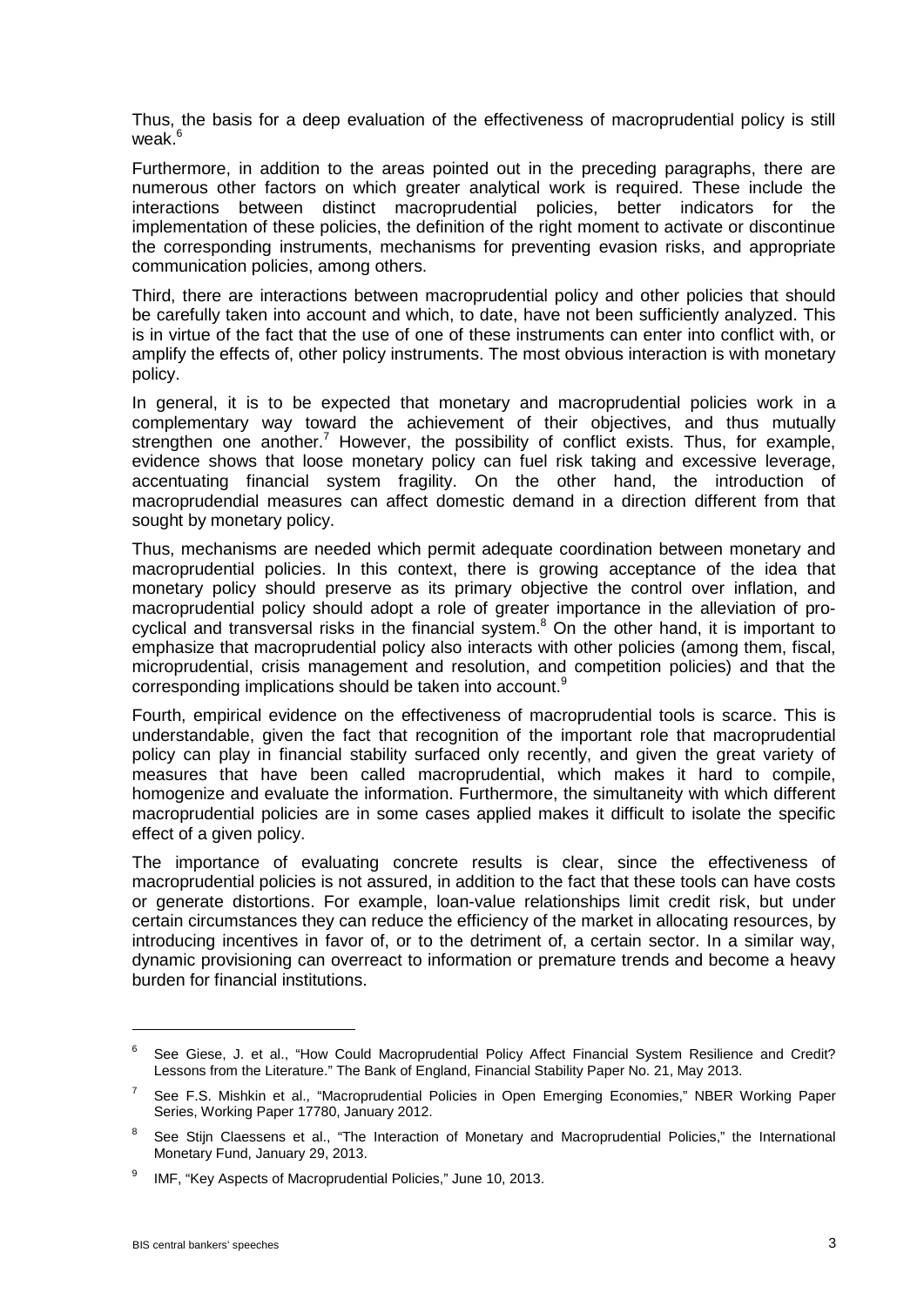Thus, the basis for a deep evaluation of the effectiveness of macroprudential policy is still weak.[6]

Furthermore, in addition to the areas pointed out in the preceding paragraphs, there are numerous other factors on which greater analytical work is required. These include the interactions between distinct macroprudential policies, better indicators for the implementation of these policies, the definition of the right moment to activate or discontinue the corresponding instruments, mechanisms for preventing evasion risks, and appropriate communication policies, among others.

Third, there are interactions between macroprudential policy and other policies that should be carefully taken into account and which, to date, have not been sufficiently analyzed. This is in virtue of the fact that the use of one of these instruments can enter into conflict with, or amplify the effects of, other policy instruments. The most obvious interaction is with monetary policy.

In general, it is to be expected that monetary and macroprudential policies work in a complementary way toward the achievement of their objectives, and thus mutually strengthen one another.[7] However, the possibility of conflict exists. Thus, for example, evidence shows that loose monetary policy can fuel risk taking and excessive leverage, accentuating financial system fragility. On the other hand, the introduction of macroprudendial measures can affect domestic demand in a direction different from that sought by monetary policy.

Thus, mechanisms are needed which permit adequate coordination between monetary and macroprudential policies. In this context, there is growing acceptance of the idea that monetary policy should preserve as its primary objective the control over inflation, and macroprudential policy should adopt a role of greater importance in the alleviation of pro-cyclical and transversal risks in the financial system.[8] On the other hand, it is important to emphasize that macroprudential policy also interacts with other policies (among them, fiscal, microprudential, crisis management and resolution, and competition policies) and that the corresponding implications should be taken into account.[9]

Fourth, empirical evidence on the effectiveness of macroprudential tools is scarce. This is understandable, given the fact that recognition of the important role that macroprudential policy can play in financial stability surfaced only recently, and given the great variety of measures that have been called macroprudential, which makes it hard to compile, homogenize and evaluate the information. Furthermore, the simultaneity with which different macroprudential policies are in some cases applied makes it difficult to isolate the specific effect of a given policy.

The importance of evaluating concrete results is clear, since the effectiveness of macroprudential policies is not assured, in addition to the fact that these tools can have costs or generate distortions. For example, loan-value relationships limit credit risk, but under certain circumstances they can reduce the efficiency of the market in allocating resources, by introducing incentives in favor of, or to the detriment of, a certain sector. In a similar way, dynamic provisioning can overreact to information or premature trends and become a heavy burden for financial institutions.

---

[6] See Giese, J. et al., "How Could Macroprudential Policy Affect Financial System Resilience and Credit? Lessons from the Literature." The Bank of England, Financial Stability Paper No. 21, May 2013.

[7] See F.S. Mishkin et al., "Macroprudential Policies in Open Emerging Economies," NBER Working Paper Series, Working Paper 17780, January 2012.

[8] See Stijn Claessens et al., "The Interaction of Monetary and Macroprudential Policies," the International Monetary Fund, January 29, 2013.

[9] IMF, "Key Aspects of Macroprudential Policies," June 10, 2013.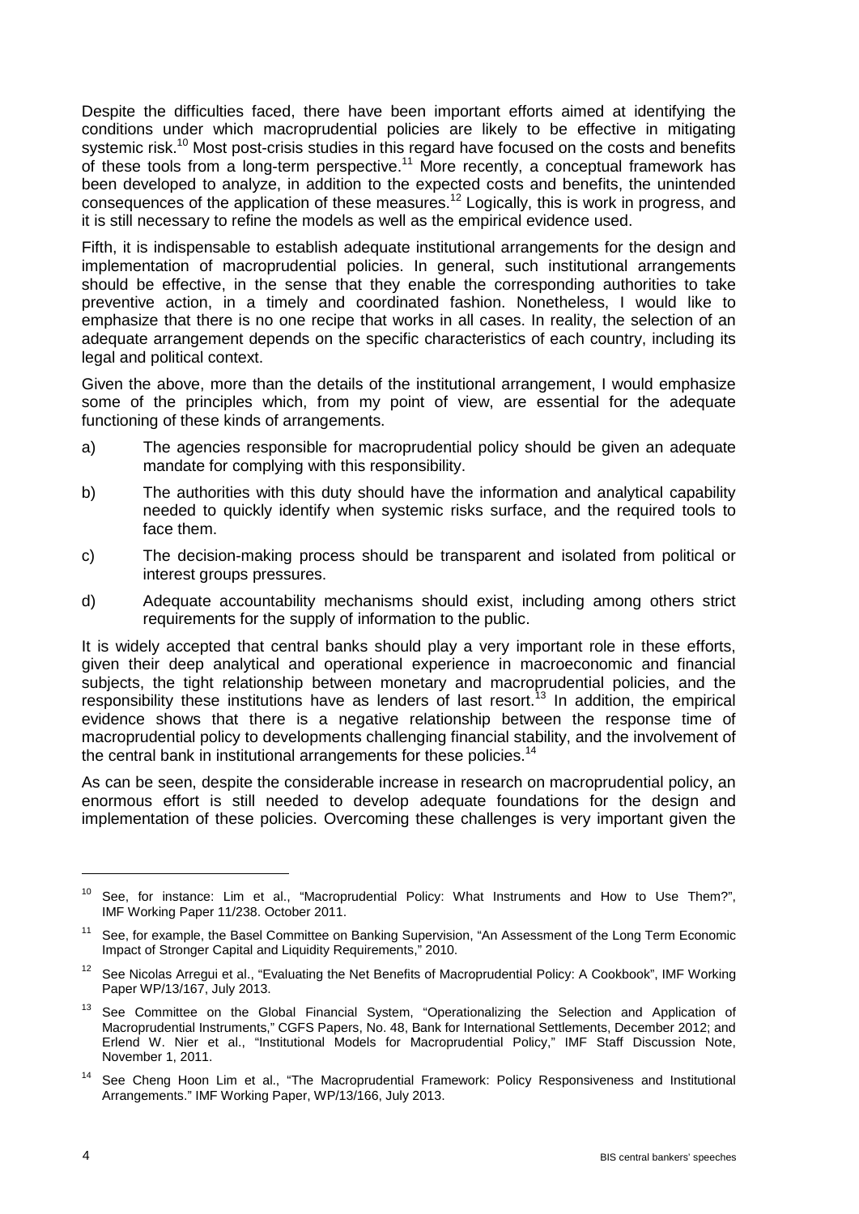Despite the difficulties faced, there have been important efforts aimed at identifying the conditions under which macroprudential policies are likely to be effective in mitigating systemic risk.[10] Most post-crisis studies in this regard have focused on the costs and benefits of these tools from a long-term perspective.[11] More recently, a conceptual framework has been developed to analyze, in addition to the expected costs and benefits, the unintended consequences of the application of these measures.[12] Logically, this is work in progress, and it is still necessary to refine the models as well as the empirical evidence used.

Fifth, it is indispensable to establish adequate institutional arrangements for the design and implementation of macroprudential policies. In general, such institutional arrangements should be effective, in the sense that they enable the corresponding authorities to take preventive action, in a timely and coordinated fashion. Nonetheless, I would like to emphasize that there is no one recipe that works in all cases. In reality, the selection of an adequate arrangement depends on the specific characteristics of each country, including its legal and political context.

Given the above, more than the details of the institutional arrangement, I would emphasize some of the principles which, from my point of view, are essential for the adequate functioning of these kinds of arrangements.

a) The agencies responsible for macroprudential policy should be given an adequate mandate for complying with this responsibility.

b) The authorities with this duty should have the information and analytical capability needed to quickly identify when systemic risks surface, and the required tools to face them.

c) The decision-making process should be transparent and isolated from political or interest groups pressures.

d) Adequate accountability mechanisms should exist, including among others strict requirements for the supply of information to the public.

It is widely accepted that central banks should play a very important role in these efforts, given their deep analytical and operational experience in macroeconomic and financial subjects, the tight relationship between monetary and macroprudential policies, and the responsibility these institutions have as lenders of last resort.[13] In addition, the empirical evidence shows that there is a negative relationship between the response time of macroprudential policy to developments challenging financial stability, and the involvement of the central bank in institutional arrangements for these policies.[14]

As can be seen, despite the considerable increase in research on macroprudential policy, an enormous effort is still needed to develop adequate foundations for the design and implementation of these policies. Overcoming these challenges is very important given the

---

[10] See, for instance: Lim et al., "Macroprudential Policy: What Instruments and How to Use Them?", IMF Working Paper 11/238. October 2011.

[11] See, for example, the Basel Committee on Banking Supervision, "An Assessment of the Long Term Economic Impact of Stronger Capital and Liquidity Requirements," 2010.

[12] See Nicolas Arregui et al., "Evaluating the Net Benefits of Macroprudential Policy: A Cookbook", IMF Working Paper WP/13/167, July 2013.

[13] See Committee on the Global Financial System, "Operationalizing the Selection and Application of Macroprudential Instruments," CGFS Papers, No. 48, Bank for International Settlements, December 2012; and Erlend W. Nier et al., "Institutional Models for Macroprudential Policy," IMF Staff Discussion Note, November 1, 2011.

[14] See Cheng Hoon Lim et al., "The Macroprudential Framework: Policy Responsiveness and Institutional Arrangements." IMF Working Paper, WP/13/166, July 2013.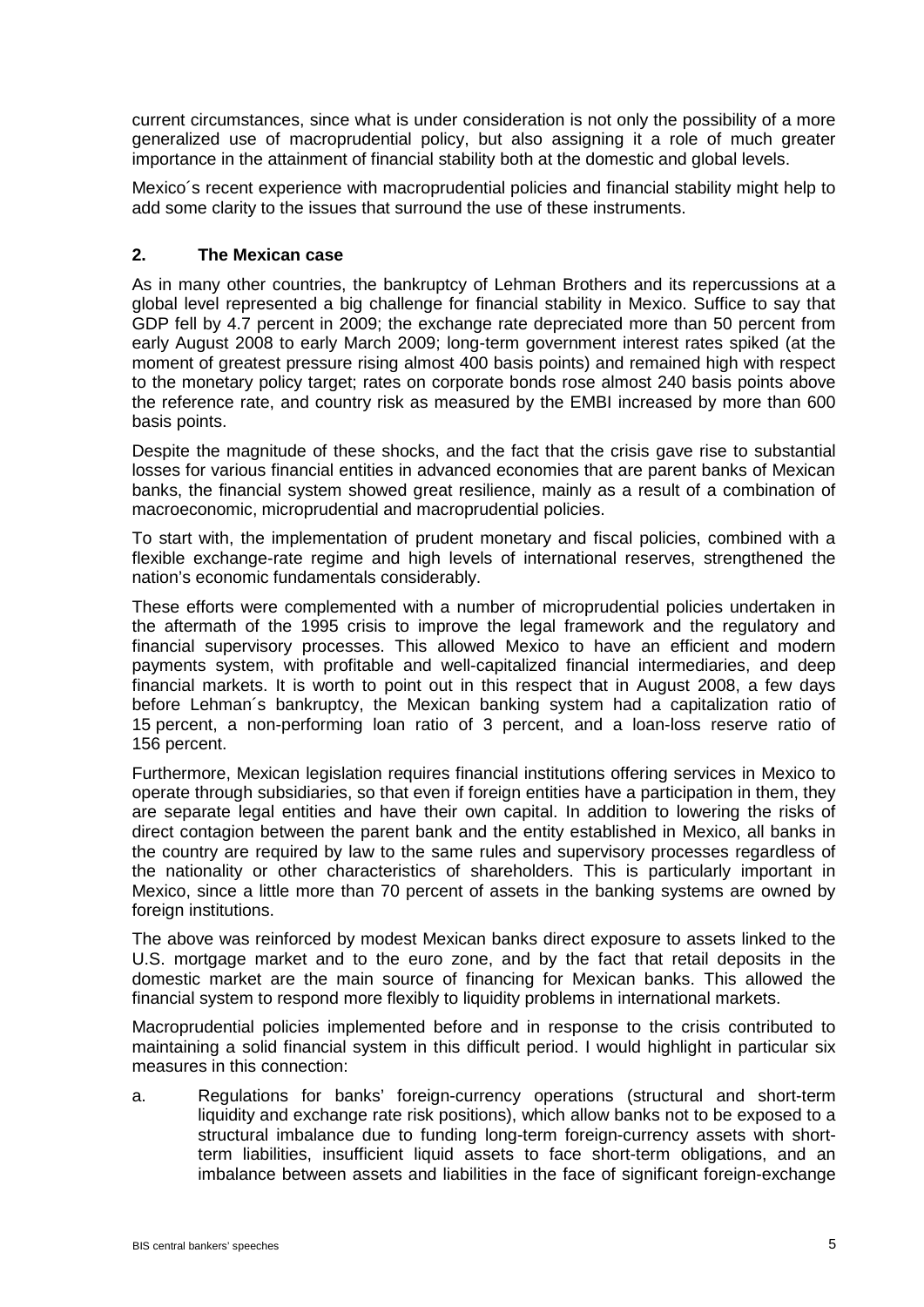current circumstances, since what is under consideration is not only the possibility of a more generalized use of macroprudential policy, but also assigning it a role of much greater importance in the attainment of financial stability both at the domestic and global levels.

Mexico´s recent experience with macroprudential policies and financial stability might help to add some clarity to the issues that surround the use of these instruments.

## 2. The Mexican case

As in many other countries, the bankruptcy of Lehman Brothers and its repercussions at a global level represented a big challenge for financial stability in Mexico. Suffice to say that GDP fell by 4.7 percent in 2009; the exchange rate depreciated more than 50 percent from early August 2008 to early March 2009; long-term government interest rates spiked (at the moment of greatest pressure rising almost 400 basis points) and remained high with respect to the monetary policy target; rates on corporate bonds rose almost 240 basis points above the reference rate, and country risk as measured by the EMBI increased by more than 600 basis points.

Despite the magnitude of these shocks, and the fact that the crisis gave rise to substantial losses for various financial entities in advanced economies that are parent banks of Mexican banks, the financial system showed great resilience, mainly as a result of a combination of macroeconomic, microprudential and macroprudential policies.

To start with, the implementation of prudent monetary and fiscal policies, combined with a flexible exchange-rate regime and high levels of international reserves, strengthened the nation's economic fundamentals considerably.

These efforts were complemented with a number of microprudential policies undertaken in the aftermath of the 1995 crisis to improve the legal framework and the regulatory and financial supervisory processes. This allowed Mexico to have an efficient and modern payments system, with profitable and well-capitalized financial intermediaries, and deep financial markets. It is worth to point out in this respect that in August 2008, a few days before Lehman´s bankruptcy, the Mexican banking system had a capitalization ratio of 15 percent, a non-performing loan ratio of 3 percent, and a loan-loss reserve ratio of 156 percent.

Furthermore, Mexican legislation requires financial institutions offering services in Mexico to operate through subsidiaries, so that even if foreign entities have a participation in them, they are separate legal entities and have their own capital. In addition to lowering the risks of direct contagion between the parent bank and the entity established in Mexico, all banks in the country are required by law to the same rules and supervisory processes regardless of the nationality or other characteristics of shareholders. This is particularly important in Mexico, since a little more than 70 percent of assets in the banking systems are owned by foreign institutions.

The above was reinforced by modest Mexican banks direct exposure to assets linked to the U.S. mortgage market and to the euro zone, and by the fact that retail deposits in the domestic market are the main source of financing for Mexican banks. This allowed the financial system to respond more flexibly to liquidity problems in international markets.

Macroprudential policies implemented before and in response to the crisis contributed to maintaining a solid financial system in this difficult period. I would highlight in particular six measures in this connection:

a. Regulations for banks' foreign-currency operations (structural and short-term liquidity and exchange rate risk positions), which allow banks not to be exposed to a structural imbalance due to funding long-term foreign-currency assets with short-term liabilities, insufficient liquid assets to face short-term obligations, and an imbalance between assets and liabilities in the face of significant foreign-exchange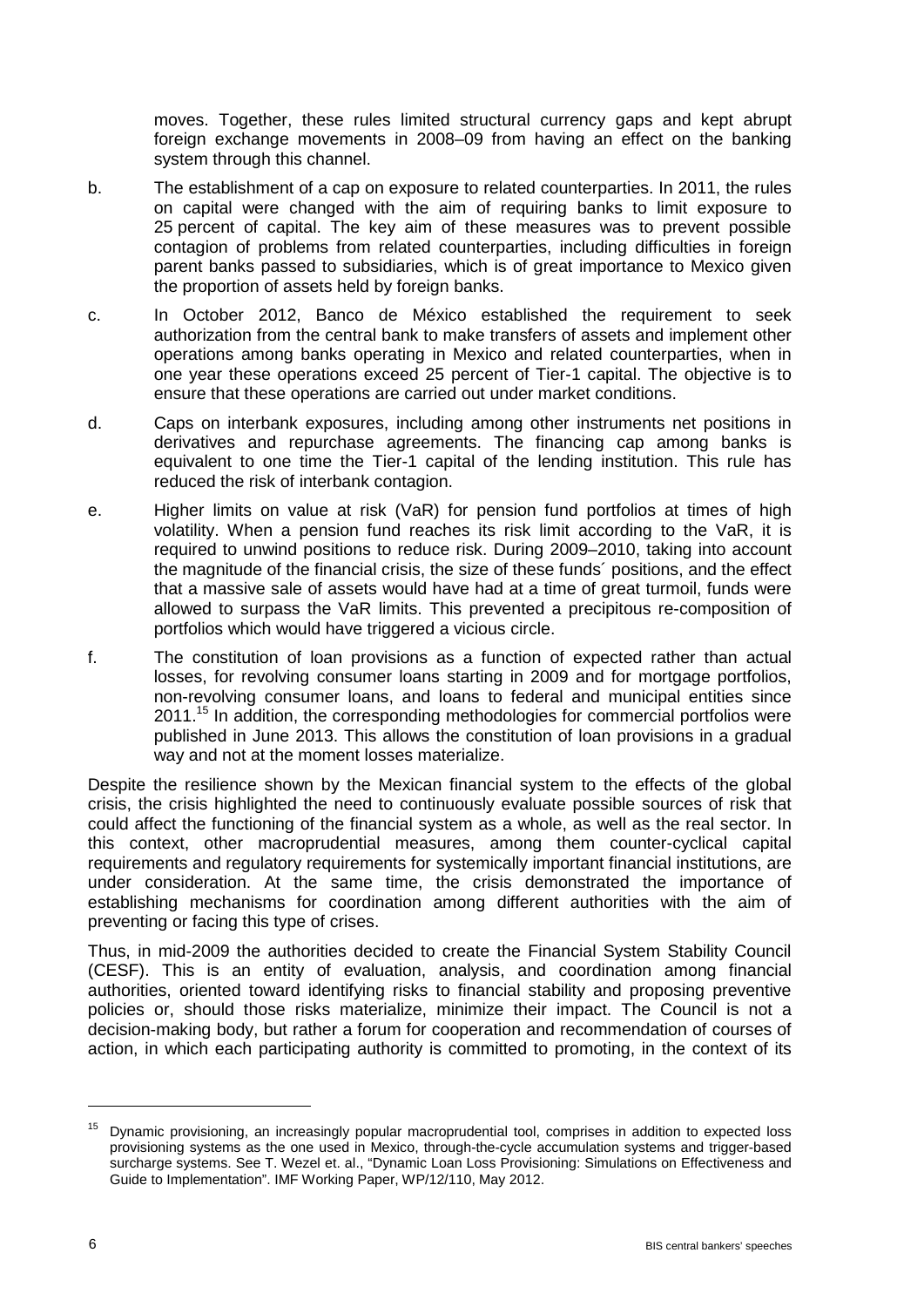moves. Together, these rules limited structural currency gaps and kept abrupt foreign exchange movements in 2008–09 from having an effect on the banking system through this channel.

b. The establishment of a cap on exposure to related counterparties. In 2011, the rules on capital were changed with the aim of requiring banks to limit exposure to 25 percent of capital. The key aim of these measures was to prevent possible contagion of problems from related counterparties, including difficulties in foreign parent banks passed to subsidiaries, which is of great importance to Mexico given the proportion of assets held by foreign banks.

c. In October 2012, Banco de México established the requirement to seek authorization from the central bank to make transfers of assets and implement other operations among banks operating in Mexico and related counterparties, when in one year these operations exceed 25 percent of Tier-1 capital. The objective is to ensure that these operations are carried out under market conditions.

d. Caps on interbank exposures, including among other instruments net positions in derivatives and repurchase agreements. The financing cap among banks is equivalent to one time the Tier-1 capital of the lending institution. This rule has reduced the risk of interbank contagion.

e. Higher limits on value at risk (VaR) for pension fund portfolios at times of high volatility. When a pension fund reaches its risk limit according to the VaR, it is required to unwind positions to reduce risk. During 2009–2010, taking into account the magnitude of the financial crisis, the size of these funds´ positions, and the effect that a massive sale of assets would have had at a time of great turmoil, funds were allowed to surpass the VaR limits. This prevented a precipitous re-composition of portfolios which would have triggered a vicious circle.

f. The constitution of loan provisions as a function of expected rather than actual losses, for revolving consumer loans starting in 2009 and for mortgage portfolios, non-revolving consumer loans, and loans to federal and municipal entities since 2011.[15] In addition, the corresponding methodologies for commercial portfolios were published in June 2013. This allows the constitution of loan provisions in a gradual way and not at the moment losses materialize.

Despite the resilience shown by the Mexican financial system to the effects of the global crisis, the crisis highlighted the need to continuously evaluate possible sources of risk that could affect the functioning of the financial system as a whole, as well as the real sector. In this context, other macroprudential measures, among them counter-cyclical capital requirements and regulatory requirements for systemically important financial institutions, are under consideration. At the same time, the crisis demonstrated the importance of establishing mechanisms for coordination among different authorities with the aim of preventing or facing this type of crises.

Thus, in mid-2009 the authorities decided to create the Financial System Stability Council (CESF). This is an entity of evaluation, analysis, and coordination among financial authorities, oriented toward identifying risks to financial stability and proposing preventive policies or, should those risks materialize, minimize their impact. The Council is not a decision-making body, but rather a forum for cooperation and recommendation of courses of action, in which each participating authority is committed to promoting, in the context of its

---

[15] Dynamic provisioning, an increasingly popular macroprudential tool, comprises in addition to expected loss provisioning systems as the one used in Mexico, through-the-cycle accumulation systems and trigger-based surcharge systems. See T. Wezel et. al., "Dynamic Loan Loss Provisioning: Simulations on Effectiveness and Guide to Implementation". IMF Working Paper, WP/12/110, May 2012.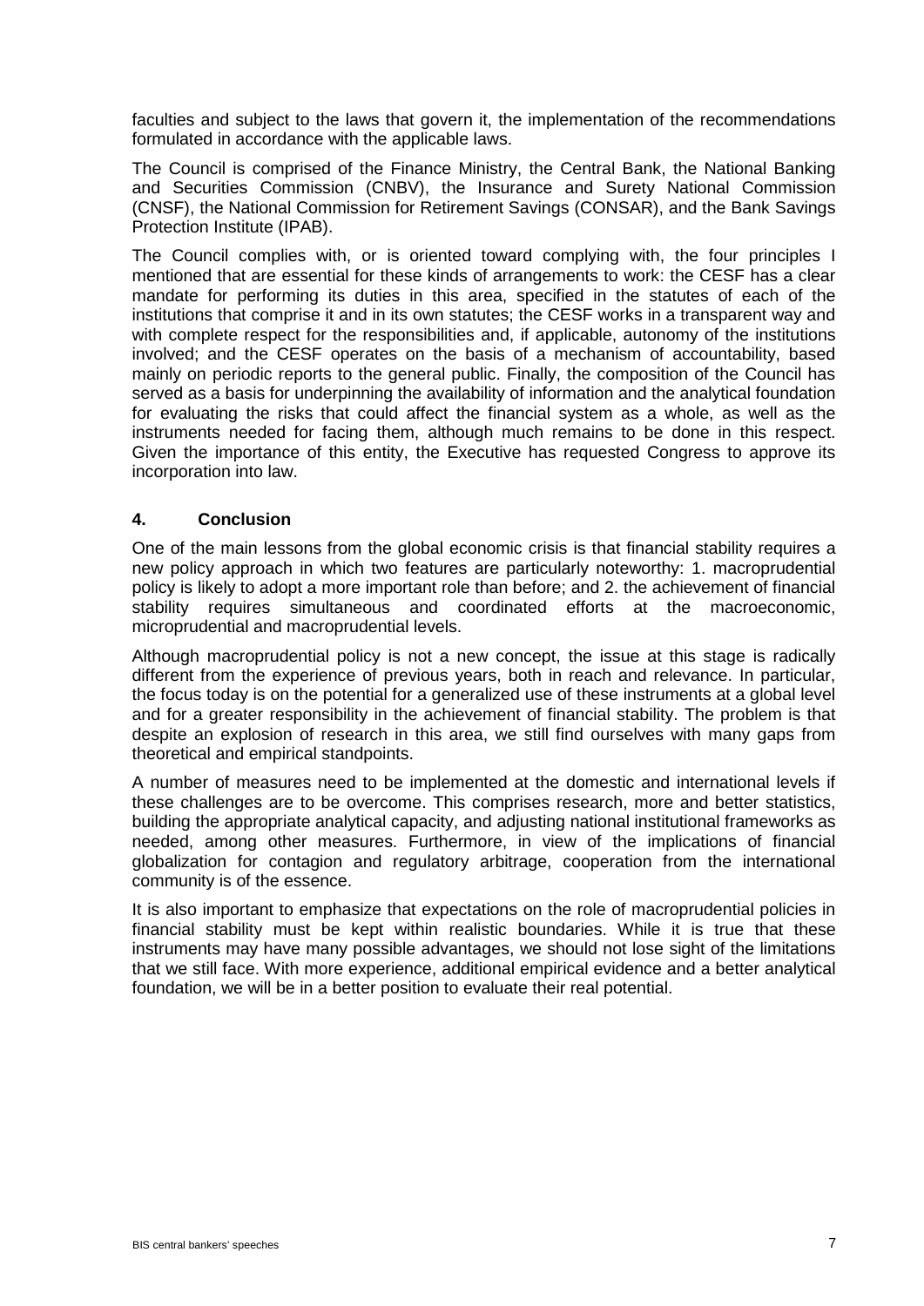faculties and subject to the laws that govern it, the implementation of the recommendations formulated in accordance with the applicable laws.

The Council is comprised of the Finance Ministry, the Central Bank, the National Banking and Securities Commission (CNBV), the Insurance and Surety National Commission (CNSF), the National Commission for Retirement Savings (CONSAR), and the Bank Savings Protection Institute (IPAB).

The Council complies with, or is oriented toward complying with, the four principles I mentioned that are essential for these kinds of arrangements to work: the CESF has a clear mandate for performing its duties in this area, specified in the statutes of each of the institutions that comprise it and in its own statutes; the CESF works in a transparent way and with complete respect for the responsibilities and, if applicable, autonomy of the institutions involved; and the CESF operates on the basis of a mechanism of accountability, based mainly on periodic reports to the general public. Finally, the composition of the Council has served as a basis for underpinning the availability of information and the analytical foundation for evaluating the risks that could affect the financial system as a whole, as well as the instruments needed for facing them, although much remains to be done in this respect. Given the importance of this entity, the Executive has requested Congress to approve its incorporation into law.

## 4. Conclusion

One of the main lessons from the global economic crisis is that financial stability requires a new policy approach in which two features are particularly noteworthy: 1. macroprudential policy is likely to adopt a more important role than before; and 2. the achievement of financial stability requires simultaneous and coordinated efforts at the macroeconomic, microprudential and macroprudential levels.

Although macroprudential policy is not a new concept, the issue at this stage is radically different from the experience of previous years, both in reach and relevance. In particular, the focus today is on the potential for a generalized use of these instruments at a global level and for a greater responsibility in the achievement of financial stability. The problem is that despite an explosion of research in this area, we still find ourselves with many gaps from theoretical and empirical standpoints.

A number of measures need to be implemented at the domestic and international levels if these challenges are to be overcome. This comprises research, more and better statistics, building the appropriate analytical capacity, and adjusting national institutional frameworks as needed, among other measures. Furthermore, in view of the implications of financial globalization for contagion and regulatory arbitrage, cooperation from the international community is of the essence.

It is also important to emphasize that expectations on the role of macroprudential policies in financial stability must be kept within realistic boundaries. While it is true that these instruments may have many possible advantages, we should not lose sight of the limitations that we still face. With more experience, additional empirical evidence and a better analytical foundation, we will be in a better position to evaluate their real potential.